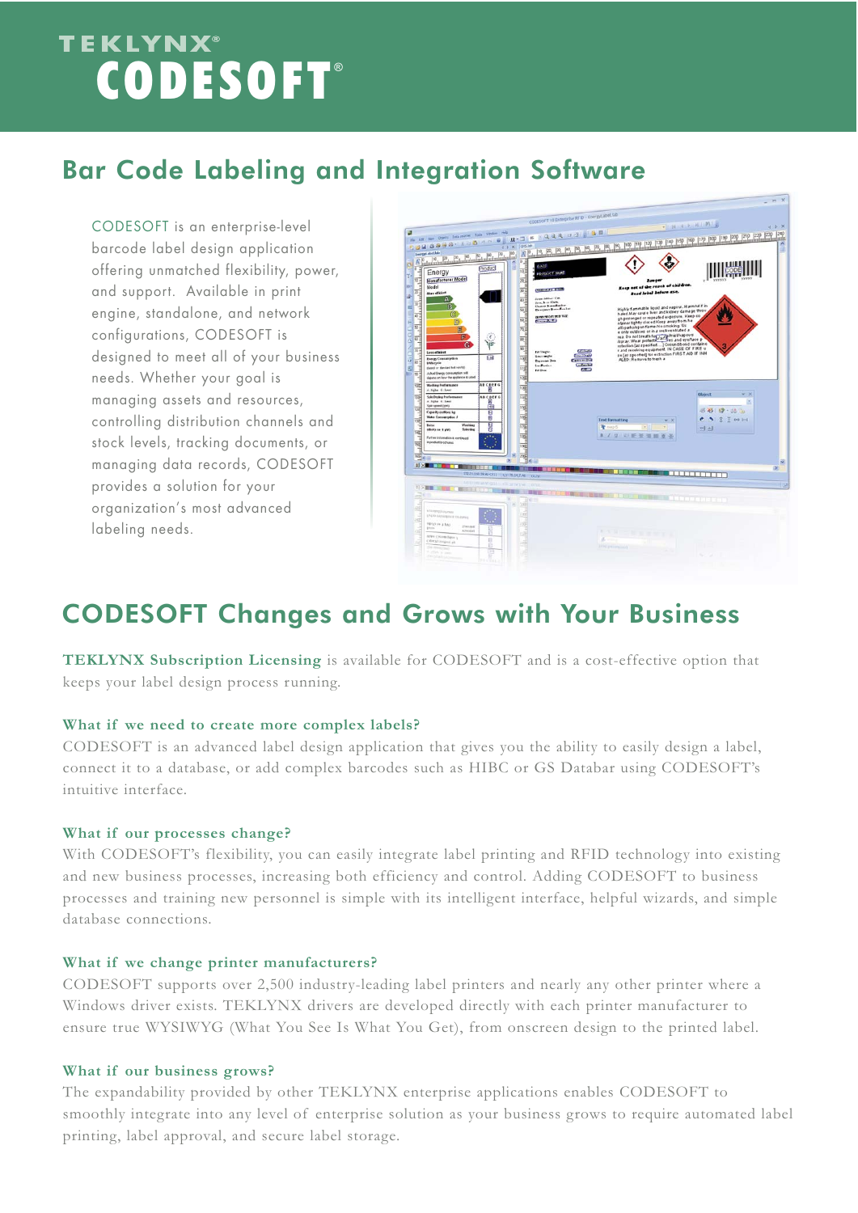# TEKLYNX® CODESOFT®

## Bar Code Labeling and Integration Software

CODESOFT is an enterprise-level barcode label design application offering unmatched flexibility, power, and support. Available in print engine, standalone, and network configurations, CODESOFT is designed to meet all of your business needs. Whether your goal is managing assets and resources, controlling distribution channels and stock levels, tracking documents, or managing data records, CODESOFT provides a solution for your organization's most advanced labeling needs.

## CODESOFT Changes and Grows with Your Business

**TEKLYNX Subscription Licensing** is available for CODESOFT and is a cost-effective option that keeps your label design process running.

### What if we need to create more complex labels?

CODESOFT is an advanced label design application that gives you the ability to easily design a label, connect it to a database, or add complex barcodes such as HIBC or GS Databar using CODESOFT's intuitive interface.

### What if our processes change?

With CODESOFT's flexibility, you can easily integrate label printing and RFID technology into existing and new business processes, increasing both efficiency and control. Adding CODESOFT to business processes and training new personnel is simple with its intelligent interface, helpful wizards, and simple database connections.

### What if we change printer manufacturers?

CODESOFT supports over 2,500 industry-leading label printers and nearly any other printer where a Windows driver exists. TEKLYNX drivers are developed directly with each printer manufacturer to ensure true WYSIWYG (What You See Is What You Get), from onscreen design to the printed label.

### What if our business grows?

The expandability provided by other TEKLYNX enterprise applications enables CODESOFT to smoothly integrate into any level of enterprise solution as your business grows to require automated label printing, label approval, and secure label storage.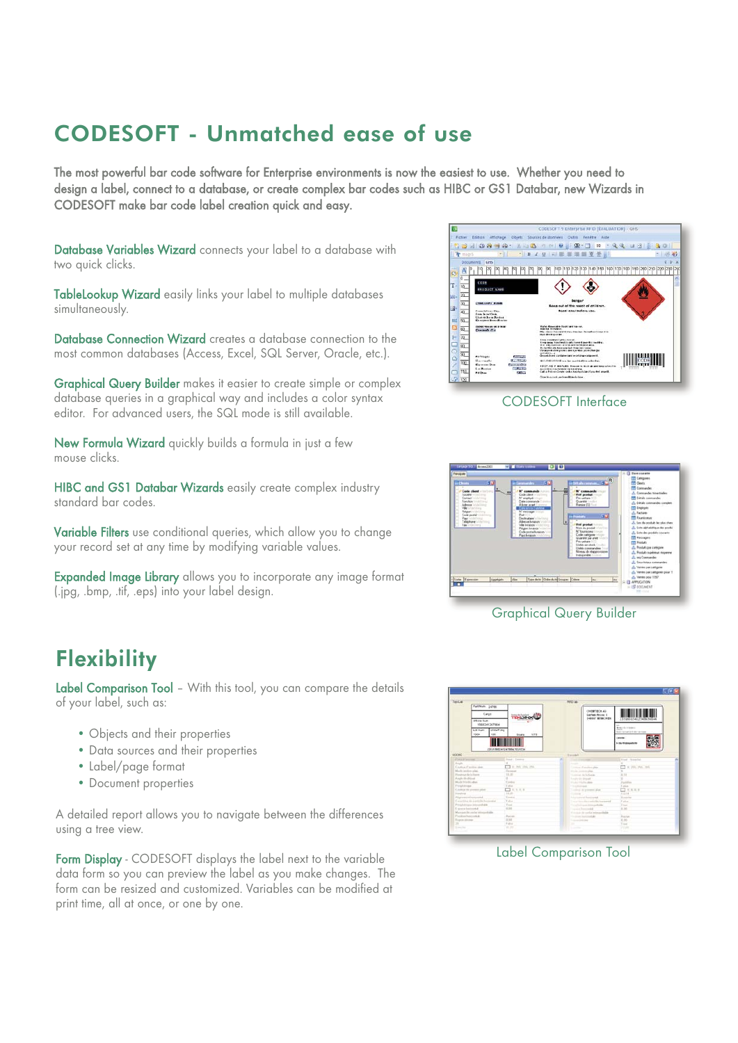# CODESOFT - Unmatched ease of use

The most powerful bar code software for Enterprise environments is now the easiest to use. Whether you need to design a label, connect to a database, or create complex bar codes such as HIBC or GS1 Databar, new Wizards in CODESOFT make bar code label creation quick and easy.

**Database Variables Wizard** connects your label to a database with two quick clicks.

**TableLookup Wizard** easily links your label to multiple databases simultaneously.

**Database Connection Wizard** creates a database connection to the most common databases (Access, Excel, SQL Server, Oracle, etc.).

**Graphical Query Builder** makes it easier to create simple or complex database queries in a graphical way and includes a color syntax editor. For advanced users, the SQL mode is still available.

**New Formula Wizard** quickly builds a formula in just a few mouse clicks.

**HIBC and GS1 Databar Wizards** easily create complex industry standard bar codes.

**Variable Filters** use conditional queries, which allow you to change your record set at any time by modifying variable values.

**Expanded Image Library** allows you to incorporate any image format (.jpg, .bmp, .tif, .eps) into your label design.

CODESOFT Interface

Graphical Query Builder

## Flexibility

**Label Comparison Tool** – With this tool, you can compare the details of your label, such as:

- Objects and their properties
- Data sources and their properties
- Label/page format
- Document properties

A detailed report allows you to navigate between the differences using a tree view.

**Form Display** - CODESOFT displays the label next to the variable data form so you can preview the label as you make changes. The form can be resized and customized. Variables can be modified at print time, all at once, or one by one.

Label Comparison Tool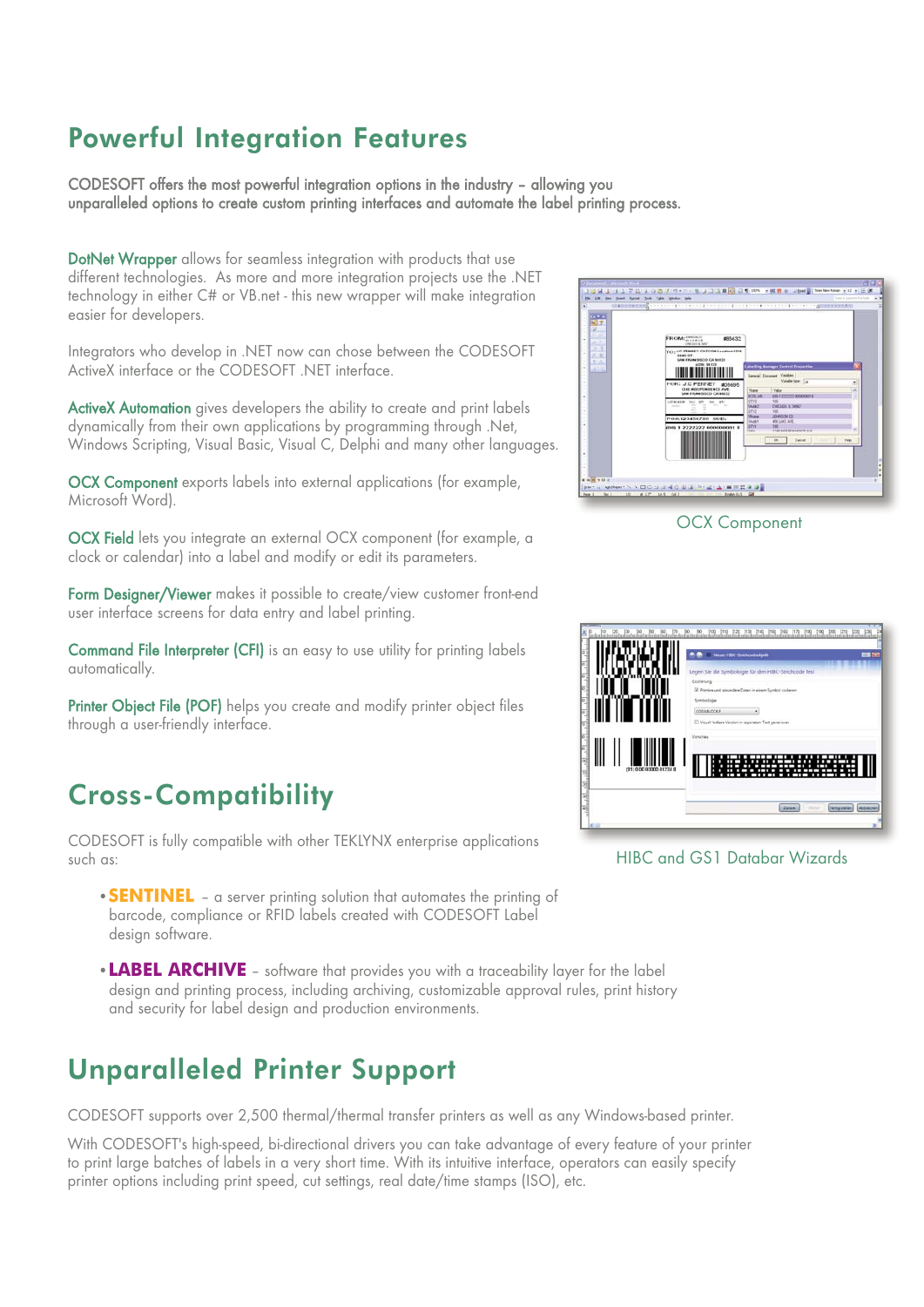## Powerful Integration Features

CODESOFT offers the most powerful integration options in the industry – allowing you unparalleled options to create custom printing interfaces and automate the label printing process.

**DotNet Wrapper** allows for seamless integration with products that use different technologies. As more and more integration projects use the .NET technology in either C# or VB.net - this new wrapper will make integration easier for developers.

Integrators who develop in .NET now can chose between the CODESOFT ActiveX interface or the CODESOFT .NET interface.

**ActiveX Automation** gives developers the ability to create and print labels dynamically from their own applications by programming through .Net, Windows Scripting, Visual Basic, Visual C, Delphi and many other languages.

**OCX Component** exports labels into external applications (for example, Microsoft Word).

OCX Component

**OCX Field** lets you integrate an external OCX component (for example, a clock or calendar) into a label and modify or edit its parameters.

**Form Designer/Viewer** makes it possible to create/view customer front-end user interface screens for data entry and label printing.

**Command File Interpreter (CFI)** is an easy to use utility for printing labels automatically.

**Printer Object File (POF)** helps you create and modify printer object files through a user-friendly interface.

HIBC and GS1 Databar Wizards

## Cross-Compatibility

CODESOFT is fully compatible with other TEKLYNX enterprise applications such as:

- **SENTINEL** – a server printing solution that automates the printing of barcode, compliance or RFID labels created with CODESOFT Label design software.
- **LABEL ARCHIVE** – software that provides you with a traceability layer for the label design and printing process, including archiving, customizable approval rules, print history and security for label design and production environments.

## Unparalleled Printer Support

CODESOFT supports over 2,500 thermal/thermal transfer printers as well as any Windows-based printer.

With CODESOFT's high-speed, bi-directional drivers you can take advantage of every feature of your printer to print large batches of labels in a very short time. With its intuitive interface, operators can easily specify printer options including print speed, cut settings, real date/time stamps (ISO), etc.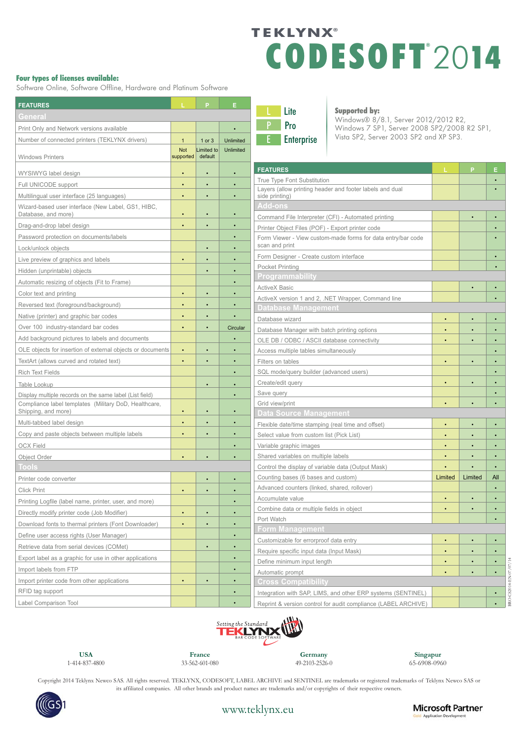# TEKLYNX® CODESOFT® 2014

**Four types of licenses available:**
Software Online, Software Offline, Hardware and Platinum Software

| FEATURES | L | P | E |
|---|---|---|---|
| **General** | | | |
| Print Only and Network versions available | | | • |
| Number of connected printers (TEKLYNX drivers) | 1 | 1 or 3 | Unlimited |
| Windows Printers | Not supported | Limited to default | Unlimited |
| WYSIWYG label design | • | • | • |
| Full UNICODE support | • | • | • |
| Multilingual user interface (25 languages) | • | • | • |
| Wizard-based user interface (New Label, GS1, HIBC, Database, and more) | • | • | • |
| Drag-and-drop label design | • | • | • |
| Password protection on documents/labels | | | • |
| Lock/unlock objects | | • | • |
| Live preview of graphics and labels | • | • | • |
| Hidden (unprintable) objects | | • | • |
| Automatic resizing of objects (Fit to Frame) | | | • |
| Color text and printing | • | • | • |
| Reversed text (foreground/background) | • | • | • |
| Native (printer) and graphic bar codes | • | • | • |
| Over 100 industry-standard bar codes | • | • | Circular |
| Add background pictures to labels and documents | | | • |
| OLE objects for insertion of external objects or documents | • | • | • |
| TextArt (allows curved and rotated text) | • | • | • |
| Rich Text Fields | | | • |
| Table Lookup | | • | • |
| Display multiple records on the same label (List field) | | | • |
| Compliance label templates (Military DoD, Healthcare, Shipping, and more) | • | • | • |
| Multi-tabbed label design | • | • | • |
| Copy and paste objects between multiple labels | • | • | • |
| OCX Field | | | • |
| Object Order | • | • | • |
| **Tools** | | | |
| Printer code converter | | • | • |
| Click Print | • | • | • |
| Printing Logfile (label name, printer, user, and more) | | | • |
| Directly modify printer code (Job Modifier) | • | • | • |
| Download fonts to thermal printers (Font Downloader) | • | • | • |
| Define user access rights (User Manager) | | | • |
| Retrieve data from serial devices (COMet) | | • | • |
| Export label as a graphic for use in other applications | | | • |
| Import labels from FTP | | | • |
| Import printer code from other applications | • | • | • |
| RFID tag support | | | • |
| Label Comparison Tool | | | • |

- L — Lite
- P — Pro
- E — Enterprise

**Supported by:**
Windows® 8/8.1, Server 2012/2012 R2, Windows 7 SP1, Server 2008 SP2/2008 R2 SP1, Vista SP2, Server 2003 SP2 and XP SP3.

| FEATURES | L | P | E |
|---|---|---|---|
| True Type Font Substitution | | | • |
| Layers (allow printing header and footer labels and dual side printing) | | | • |
| **Add-ons** | | | |
| Command File Interpreter (CFI) - Automated printing | | • | • |
| Printer Object Files (POF) - Export printer code | | | • |
| Form Viewer - View custom-made forms for data entry/bar code scan and print | | | • |
| Form Designer - Create custom interface | | | • |
| Pocket Printing | | | • |
| **Programmability** | | | |
| ActiveX Basic | | • | • |
| ActiveX version 1 and 2, .NET Wrapper, Command line | | | • |
| **Database Management** | | | |
| Database wizard | • | • | • |
| Database Manager with batch printing options | • | • | • |
| OLE DB / ODBC / ASCII database connectivity | • | • | • |
| Access multiple tables simultaneously | | | • |
| Filters on tables | • | • | • |
| SQL mode/query builder (advanced users) | | | • |
| Create/edit query | • | • | • |
| Save query | | | • |
| Grid view/print | • | • | • |
| **Data Source Management** | | | |
| Flexible date/time stamping (real time and offset) | • | • | • |
| Select value from custom list (Pick List) | • | • | • |
| Variable graphic images | • | • | • |
| Shared variables on multiple labels | • | • | • |
| Control the display of variable data (Output Mask) | • | • | • |
| Counting bases (6 bases and custom) | Limited | Limited | All |
| Advanced counters (linked, shared, rollover) | | | • |
| Accumulate value | • | • | • |
| Combine data or multiple fields in object | • | • | • |
| Port Watch | | | • |
| **Form Management** | | | |
| Customizable for errorproof data entry | • | • | • |
| Require specific input data (Input Mask) | • | • | • |
| Define minimum input length | • | • | • |
| Automatic prompt | • | • | • |
| **Cross Compatibility** | | | |
| Integration with SAP, LIMS, and other ERP systems (SENTINEL) | | | • |
| Reprint & version control for audit compliance (LABEL ARCHIVE) | | | • |

BRO-CS2014-EN-07/07/14

Setting the Standard TEKLYNX BAR CODE SOFTWARE

**USA** 1-414-837-4800

**France** 33-562-601-080

**Germany** 49-2103-2526-0

**Singapur** 65-6908-0960

Copyright 2014 Teklynx Newco SAS. All rights reserved. TEKLYNX, CODESOFT, LABEL ARCHIVE and SENTINEL are trademarks or registered trademarks of Teklynx Newco SAS or its affiliated companies. All other brands and product names are trademarks and/or copyrights of their respective owners.

GS1

www.teklynx.eu

Microsoft Partner
Gold Application Development